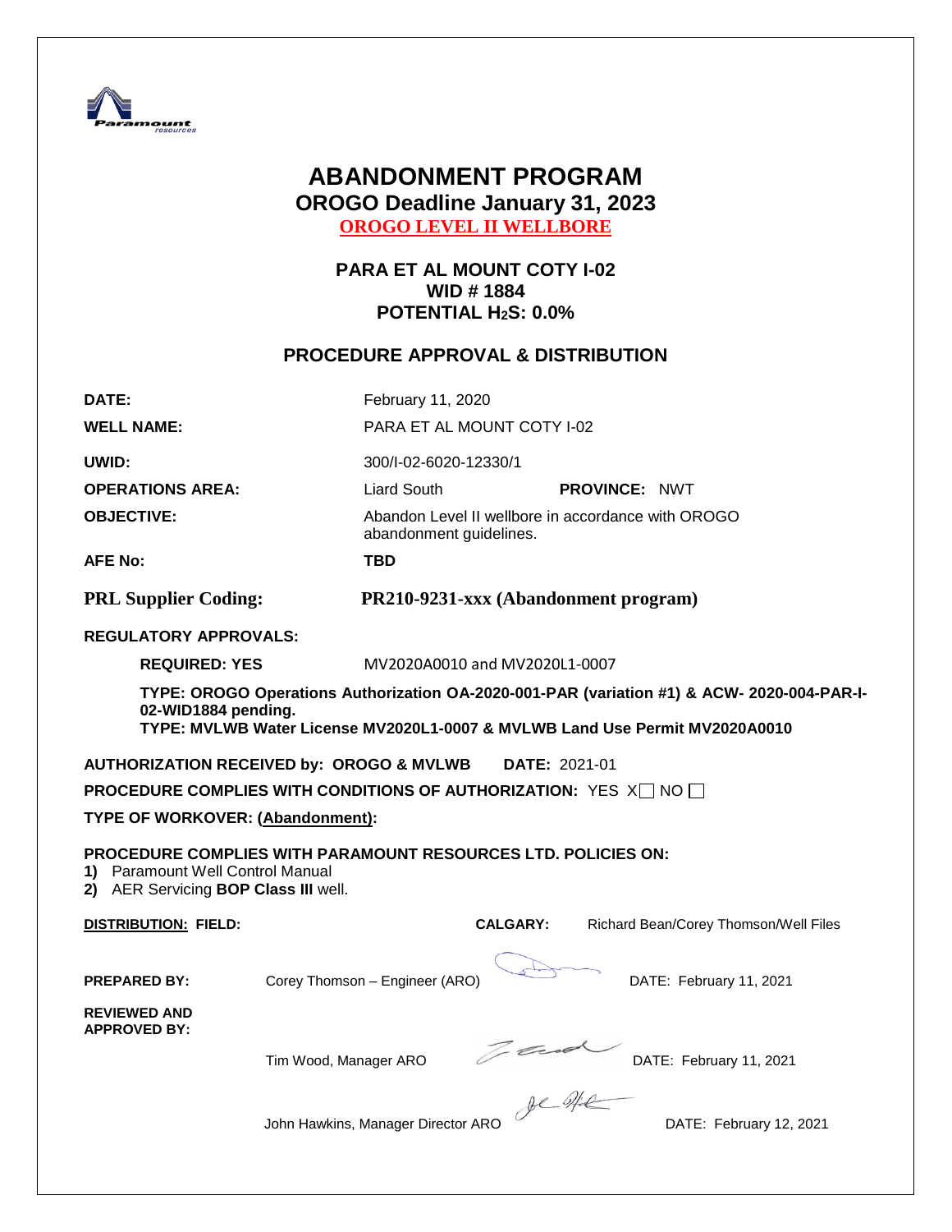# ABANDONMENT PROGRAM

## OROGO Deadline January 31, 2023

**OROGO LEVEL II WELLBORE**

**PARA ET AL MOUNT COTY I-02**
**WID # 1884**
**POTENTIAL $H_2S$: 0.0%**

## PROCEDURE APPROVAL & DISTRIBUTION

| | |
|---|---|
| **DATE:** | February 11, 2020 |
| **WELL NAME:** | PARA ET AL MOUNT COTY I-02 |
| **UWID:** | 300/I-02-6020-12330/1 |
| **OPERATIONS AREA:** | Liard South **PROVINCE:** NWT |
| **OBJECTIVE:** | Abandon Level II wellbore in accordance with OROGO abandonment guidelines. |
| **AFE No:** | **TBD** |
| **PRL Supplier Coding:** | **PR210-9231-xxx (Abandonment program)** |

**REGULATORY APPROVALS:**

**REQUIRED: YES** MV2020A0010 and MV2020L1-0007

**TYPE: OROGO Operations Authorization OA-2020-001-PAR (variation #1) & ACW- 2020-004-PAR-I-02-WID1884 pending.**
**TYPE: MVLWB Water License MV2020L1-0007 & MVLWB Land Use Permit MV2020A0010**

**AUTHORIZATION RECEIVED by: OROGO & MVLWB** **DATE:** 2021-01

**PROCEDURE COMPLIES WITH CONDITIONS OF AUTHORIZATION:** YES X☐ NO ☐

**TYPE OF WORKOVER: (Abandonment):**

**PROCEDURE COMPLIES WITH PARAMOUNT RESOURCES LTD. POLICIES ON:**

1) Paramount Well Control Manual
2) AER Servicing **BOP Class III** well.

**DISTRIBUTION: FIELD:** **CALGARY:** Richard Bean/Corey Thomson/Well Files

**PREPARED BY:** Corey Thomson – Engineer (ARO) DATE: February 11, 2021

**REVIEWED AND APPROVED BY:**

Tim Wood, Manager ARO DATE: February 11, 2021

John Hawkins, Manager Director ARO DATE: February 12, 2021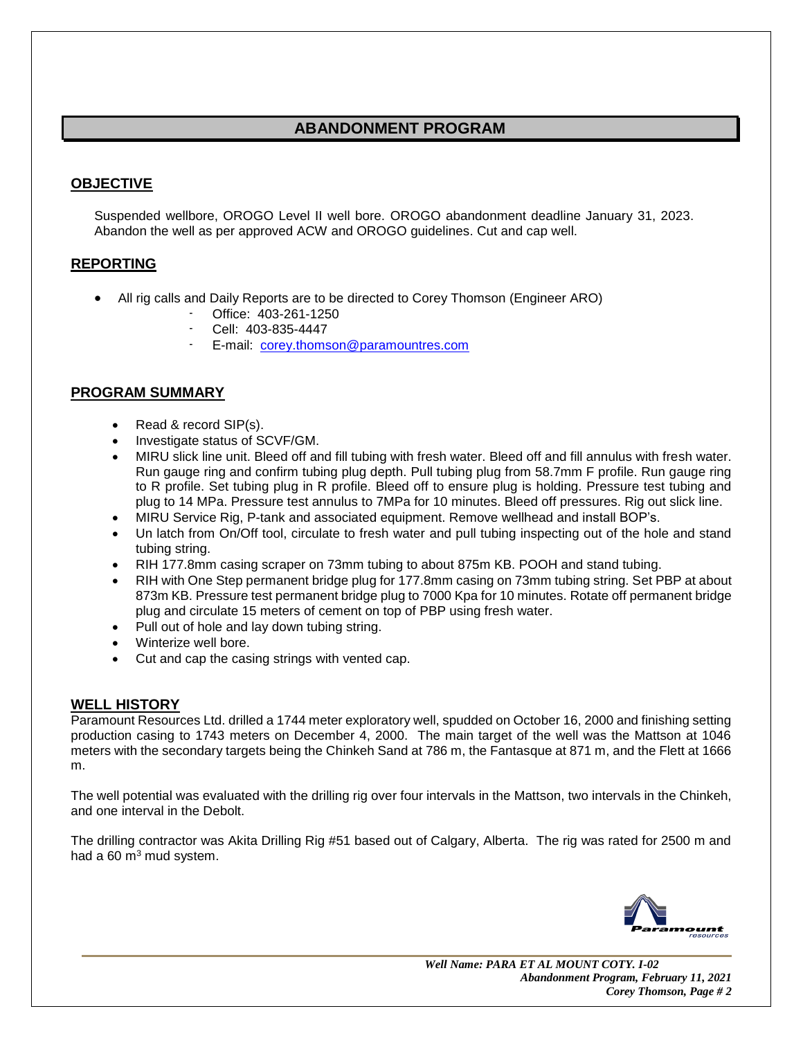# ABANDONMENT PROGRAM

## OBJECTIVE

Suspended wellbore, OROGO Level II well bore. OROGO abandonment deadline January 31, 2023. Abandon the well as per approved ACW and OROGO guidelines. Cut and cap well.

## REPORTING

- All rig calls and Daily Reports are to be directed to Corey Thomson (Engineer ARO)
  - Office: 403-261-1250
  - Cell: 403-835-4447
  - E-mail: corey.thomson@paramountres.com

## PROGRAM SUMMARY

- Read & record SIP(s).
- Investigate status of SCVF/GM.
- MIRU slick line unit. Bleed off and fill tubing with fresh water. Bleed off and fill annulus with fresh water. Run gauge ring and confirm tubing plug depth. Pull tubing plug from 58.7mm F profile. Run gauge ring to R profile. Set tubing plug in R profile. Bleed off to ensure plug is holding. Pressure test tubing and plug to 14 MPa. Pressure test annulus to 7MPa for 10 minutes. Bleed off pressures. Rig out slick line.
- MIRU Service Rig, P-tank and associated equipment. Remove wellhead and install BOP's.
- Un latch from On/Off tool, circulate to fresh water and pull tubing inspecting out of the hole and stand tubing string.
- RIH 177.8mm casing scraper on 73mm tubing to about 875m KB. POOH and stand tubing.
- RIH with One Step permanent bridge plug for 177.8mm casing on 73mm tubing string. Set PBP at about 873m KB. Pressure test permanent bridge plug to 7000 Kpa for 10 minutes. Rotate off permanent bridge plug and circulate 15 meters of cement on top of PBP using fresh water.
- Pull out of hole and lay down tubing string.
- Winterize well bore.
- Cut and cap the casing strings with vented cap.

## WELL HISTORY

Paramount Resources Ltd. drilled a 1744 meter exploratory well, spudded on October 16, 2000 and finishing setting production casing to 1743 meters on December 4, 2000. The main target of the well was the Mattson at 1046 meters with the secondary targets being the Chinkeh Sand at 786 m, the Fantasque at 871 m, and the Flett at 1666 m.

The well potential was evaluated with the drilling rig over four intervals in the Mattson, two intervals in the Chinkeh, and one interval in the Debolt.

The drilling contractor was Akita Drilling Rig #51 based out of Calgary, Alberta. The rig was rated for 2500 m and had a 60 $m^3$ mud system.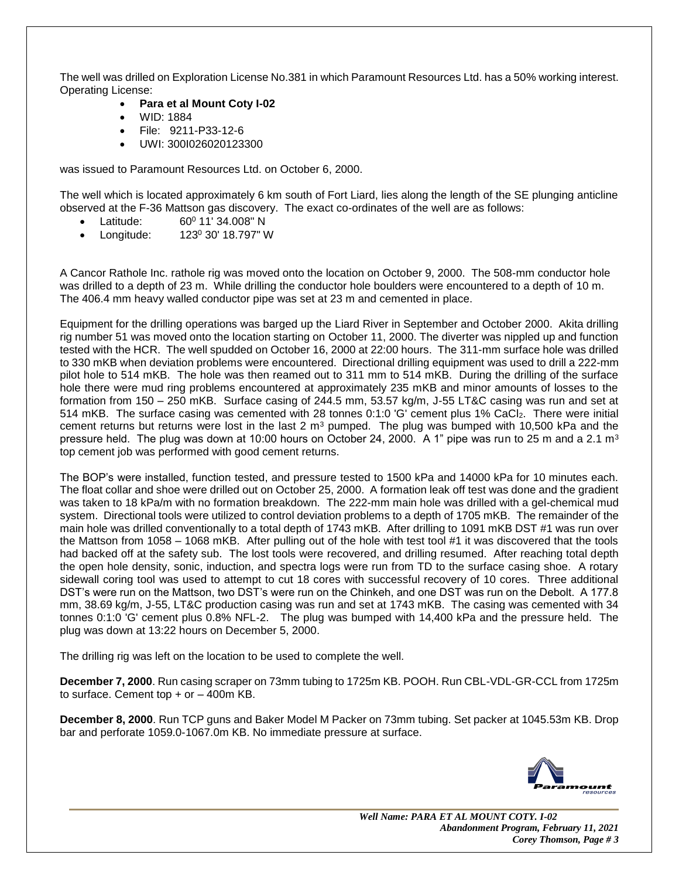The well was drilled on Exploration License No.381 in which Paramount Resources Ltd. has a 50% working interest. Operating License:

- **Para et al Mount Coty I-02**
- WID: 1884
- File: 9211-P33-12-6
- UWI: 300I026020123300

was issued to Paramount Resources Ltd. on October 6, 2000.

The well which is located approximately 6 km south of Fort Liard, lies along the length of the SE plunging anticline observed at the F-36 Mattson gas discovery. The exact co-ordinates of the well are as follows:

- Latitude: $60^0$ 11' 34.008" N
- Longitude: $123^0$ 30' 18.797" W

A Cancor Rathole Inc. rathole rig was moved onto the location on October 9, 2000. The 508-mm conductor hole was drilled to a depth of 23 m. While drilling the conductor hole boulders were encountered to a depth of 10 m. The 406.4 mm heavy walled conductor pipe was set at 23 m and cemented in place.

Equipment for the drilling operations was barged up the Liard River in September and October 2000. Akita drilling rig number 51 was moved onto the location starting on October 11, 2000. The diverter was nippled up and function tested with the HCR. The well spudded on October 16, 2000 at 22:00 hours. The 311-mm surface hole was drilled to 330 mKB when deviation problems were encountered. Directional drilling equipment was used to drill a 222-mm pilot hole to 514 mKB. The hole was then reamed out to 311 mm to 514 mKB. During the drilling of the surface hole there were mud ring problems encountered at approximately 235 mKB and minor amounts of losses to the formation from 150 – 250 mKB. Surface casing of 244.5 mm, 53.57 kg/m, J-55 LT&C casing was run and set at 514 mKB. The surface casing was cemented with 28 tonnes 0:1:0 'G' cement plus 1% $CaCl_2$. There were initial cement returns but returns were lost in the last 2 $m^3$ pumped. The plug was bumped with 10,500 kPa and the pressure held. The plug was down at 10:00 hours on October 24, 2000. A 1" pipe was run to 25 m and a 2.1 $m^3$ top cement job was performed with good cement returns.

The BOP's were installed, function tested, and pressure tested to 1500 kPa and 14000 kPa for 10 minutes each. The float collar and shoe were drilled out on October 25, 2000. A formation leak off test was done and the gradient was taken to 18 kPa/m with no formation breakdown. The 222-mm main hole was drilled with a gel-chemical mud system. Directional tools were utilized to control deviation problems to a depth of 1705 mKB. The remainder of the main hole was drilled conventionally to a total depth of 1743 mKB. After drilling to 1091 mKB DST #1 was run over the Mattson from 1058 – 1068 mKB. After pulling out of the hole with test tool #1 it was discovered that the tools had backed off at the safety sub. The lost tools were recovered, and drilling resumed. After reaching total depth the open hole density, sonic, induction, and spectra logs were run from TD to the surface casing shoe. A rotary sidewall coring tool was used to attempt to cut 18 cores with successful recovery of 10 cores. Three additional DST's were run on the Mattson, two DST's were run on the Chinkeh, and one DST was run on the Debolt. A 177.8 mm, 38.69 kg/m, J-55, LT&C production casing was run and set at 1743 mKB. The casing was cemented with 34 tonnes 0:1:0 'G' cement plus 0.8% NFL-2. The plug was bumped with 14,400 kPa and the pressure held. The plug was down at 13:22 hours on December 5, 2000.

The drilling rig was left on the location to be used to complete the well.

**December 7, 2000**. Run casing scraper on 73mm tubing to 1725m KB. POOH. Run CBL-VDL-GR-CCL from 1725m to surface. Cement top + or – 400m KB.

**December 8, 2000**. Run TCP guns and Baker Model M Packer on 73mm tubing. Set packer at 1045.53m KB. Drop bar and perforate 1059.0-1067.0m KB. No immediate pressure at surface.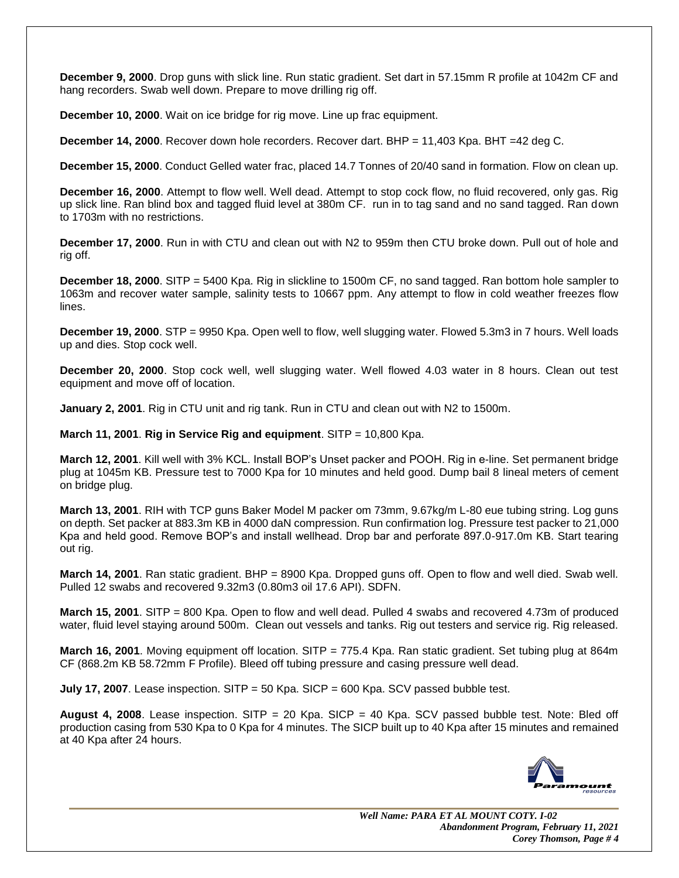**December 9, 2000**. Drop guns with slick line. Run static gradient. Set dart in 57.15mm R profile at 1042m CF and hang recorders. Swab well down. Prepare to move drilling rig off.

**December 10, 2000**. Wait on ice bridge for rig move. Line up frac equipment.

**December 14, 2000**. Recover down hole recorders. Recover dart. BHP = 11,403 Kpa. BHT =42 deg C.

**December 15, 2000**. Conduct Gelled water frac, placed 14.7 Tonnes of 20/40 sand in formation. Flow on clean up.

**December 16, 2000**. Attempt to flow well. Well dead. Attempt to stop cock flow, no fluid recovered, only gas. Rig up slick line. Ran blind box and tagged fluid level at 380m CF. run in to tag sand and no sand tagged. Ran down to 1703m with no restrictions.

**December 17, 2000**. Run in with CTU and clean out with N2 to 959m then CTU broke down. Pull out of hole and rig off.

**December 18, 2000**. SITP = 5400 Kpa. Rig in slickline to 1500m CF, no sand tagged. Ran bottom hole sampler to 1063m and recover water sample, salinity tests to 10667 ppm. Any attempt to flow in cold weather freezes flow lines.

**December 19, 2000**. STP = 9950 Kpa. Open well to flow, well slugging water. Flowed 5.3m3 in 7 hours. Well loads up and dies. Stop cock well.

**December 20, 2000**. Stop cock well, well slugging water. Well flowed 4.03 water in 8 hours. Clean out test equipment and move off of location.

**January 2, 2001**. Rig in CTU unit and rig tank. Run in CTU and clean out with N2 to 1500m.

**March 11, 2001**. **Rig in Service Rig and equipment**. SITP = 10,800 Kpa.

**March 12, 2001**. Kill well with 3% KCL. Install BOP's Unset packer and POOH. Rig in e-line. Set permanent bridge plug at 1045m KB. Pressure test to 7000 Kpa for 10 minutes and held good. Dump bail 8 lineal meters of cement on bridge plug.

**March 13, 2001**. RIH with TCP guns Baker Model M packer om 73mm, 9.67kg/m L-80 eue tubing string. Log guns on depth. Set packer at 883.3m KB in 4000 daN compression. Run confirmation log. Pressure test packer to 21,000 Kpa and held good. Remove BOP's and install wellhead. Drop bar and perforate 897.0-917.0m KB. Start tearing out rig.

**March 14, 2001**. Ran static gradient. BHP = 8900 Kpa. Dropped guns off. Open to flow and well died. Swab well. Pulled 12 swabs and recovered 9.32m3 (0.80m3 oil 17.6 API). SDFN.

**March 15, 2001**. SITP = 800 Kpa. Open to flow and well dead. Pulled 4 swabs and recovered 4.73m of produced water, fluid level staying around 500m. Clean out vessels and tanks. Rig out testers and service rig. Rig released.

**March 16, 2001**. Moving equipment off location. SITP = 775.4 Kpa. Ran static gradient. Set tubing plug at 864m CF (868.2m KB 58.72mm F Profile). Bleed off tubing pressure and casing pressure well dead.

**July 17, 2007**. Lease inspection. SITP = 50 Kpa. SICP = 600 Kpa. SCV passed bubble test.

**August 4, 2008**. Lease inspection. SITP = 20 Kpa. SICP = 40 Kpa. SCV passed bubble test. Note: Bled off production casing from 530 Kpa to 0 Kpa for 4 minutes. The SICP built up to 40 Kpa after 15 minutes and remained at 40 Kpa after 24 hours.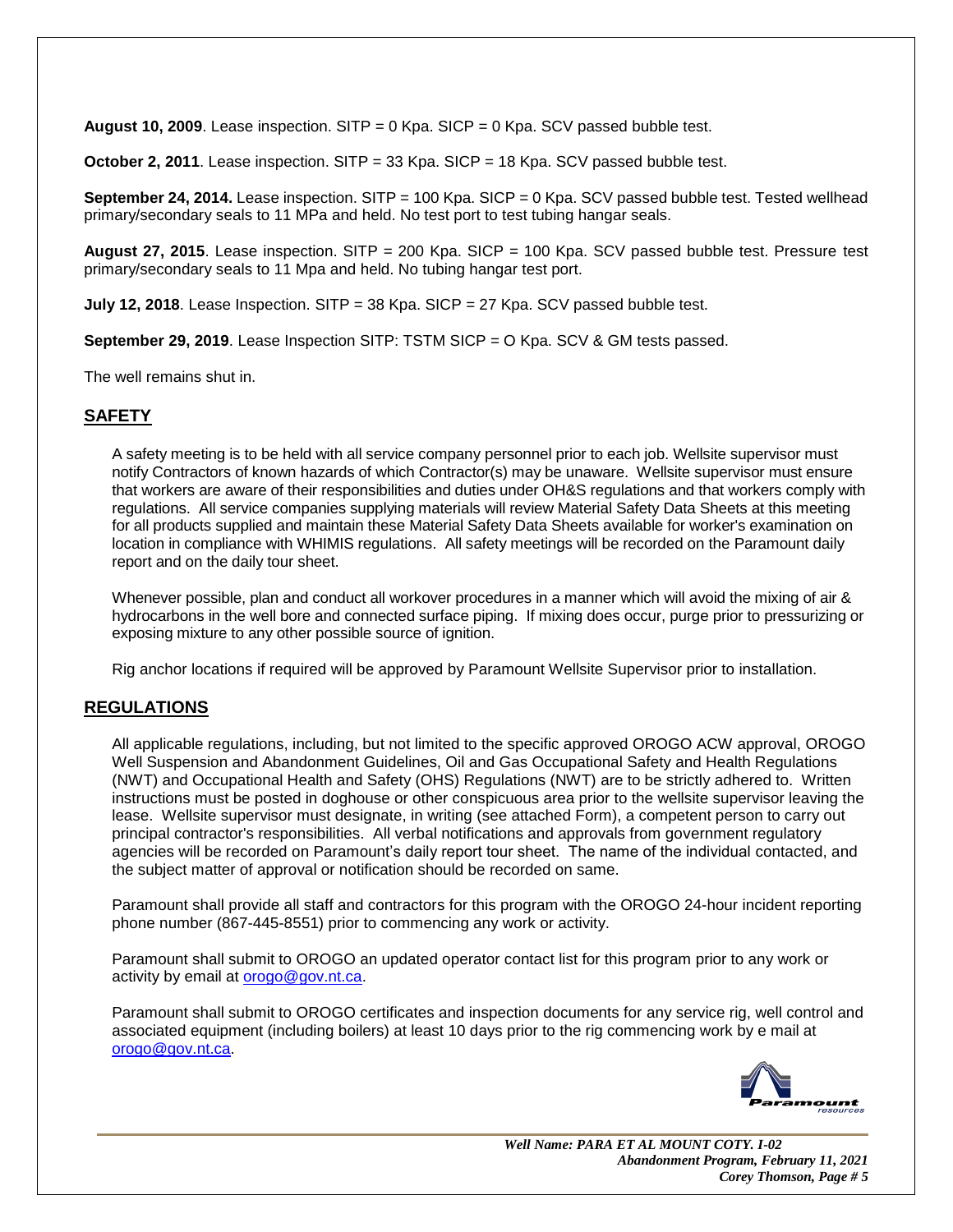**August 10, 2009**. Lease inspection. SITP = 0 Kpa. SICP = 0 Kpa. SCV passed bubble test.

**October 2, 2011**. Lease inspection. SITP = 33 Kpa. SICP = 18 Kpa. SCV passed bubble test.

**September 24, 2014.** Lease inspection. SITP = 100 Kpa. SICP = 0 Kpa. SCV passed bubble test. Tested wellhead primary/secondary seals to 11 MPa and held. No test port to test tubing hangar seals.

**August 27, 2015**. Lease inspection. SITP = 200 Kpa. SICP = 100 Kpa. SCV passed bubble test. Pressure test primary/secondary seals to 11 Mpa and held. No tubing hangar test port.

**July 12, 2018**. Lease Inspection. SITP = 38 Kpa. SICP = 27 Kpa. SCV passed bubble test.

**September 29, 2019**. Lease Inspection SITP: TSTM SICP = O Kpa. SCV & GM tests passed.

The well remains shut in.

## SAFETY

A safety meeting is to be held with all service company personnel prior to each job. Wellsite supervisor must notify Contractors of known hazards of which Contractor(s) may be unaware. Wellsite supervisor must ensure that workers are aware of their responsibilities and duties under OH&S regulations and that workers comply with regulations. All service companies supplying materials will review Material Safety Data Sheets at this meeting for all products supplied and maintain these Material Safety Data Sheets available for worker's examination on location in compliance with WHIMIS regulations. All safety meetings will be recorded on the Paramount daily report and on the daily tour sheet.

Whenever possible, plan and conduct all workover procedures in a manner which will avoid the mixing of air & hydrocarbons in the well bore and connected surface piping. If mixing does occur, purge prior to pressurizing or exposing mixture to any other possible source of ignition.

Rig anchor locations if required will be approved by Paramount Wellsite Supervisor prior to installation.

## REGULATIONS

All applicable regulations, including, but not limited to the specific approved OROGO ACW approval, OROGO Well Suspension and Abandonment Guidelines, Oil and Gas Occupational Safety and Health Regulations (NWT) and Occupational Health and Safety (OHS) Regulations (NWT) are to be strictly adhered to. Written instructions must be posted in doghouse or other conspicuous area prior to the wellsite supervisor leaving the lease. Wellsite supervisor must designate, in writing (see attached Form), a competent person to carry out principal contractor's responsibilities. All verbal notifications and approvals from government regulatory agencies will be recorded on Paramount's daily report tour sheet. The name of the individual contacted, and the subject matter of approval or notification should be recorded on same.

Paramount shall provide all staff and contractors for this program with the OROGO 24-hour incident reporting phone number (867-445-8551) prior to commencing any work or activity.

Paramount shall submit to OROGO an updated operator contact list for this program prior to any work or activity by email at orogo@gov.nt.ca.

Paramount shall submit to OROGO certificates and inspection documents for any service rig, well control and associated equipment (including boilers) at least 10 days prior to the rig commencing work by e mail at orogo@gov.nt.ca.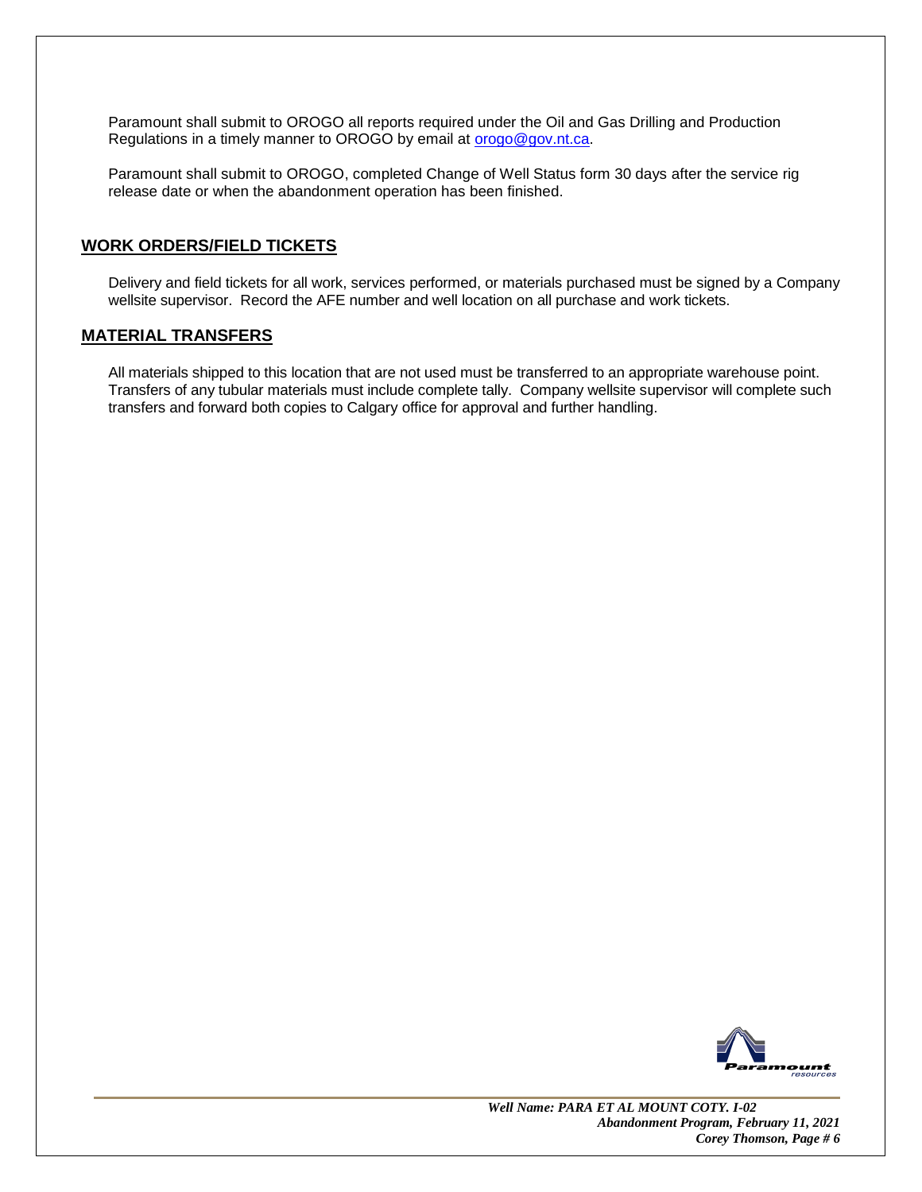Paramount shall submit to OROGO all reports required under the Oil and Gas Drilling and Production Regulations in a timely manner to OROGO by email at orogo@gov.nt.ca.

Paramount shall submit to OROGO, completed Change of Well Status form 30 days after the service rig release date or when the abandonment operation has been finished.

## WORK ORDERS/FIELD TICKETS

Delivery and field tickets for all work, services performed, or materials purchased must be signed by a Company wellsite supervisor. Record the AFE number and well location on all purchase and work tickets.

## MATERIAL TRANSFERS

All materials shipped to this location that are not used must be transferred to an appropriate warehouse point. Transfers of any tubular materials must include complete tally. Company wellsite supervisor will complete such transfers and forward both copies to Calgary office for approval and further handling.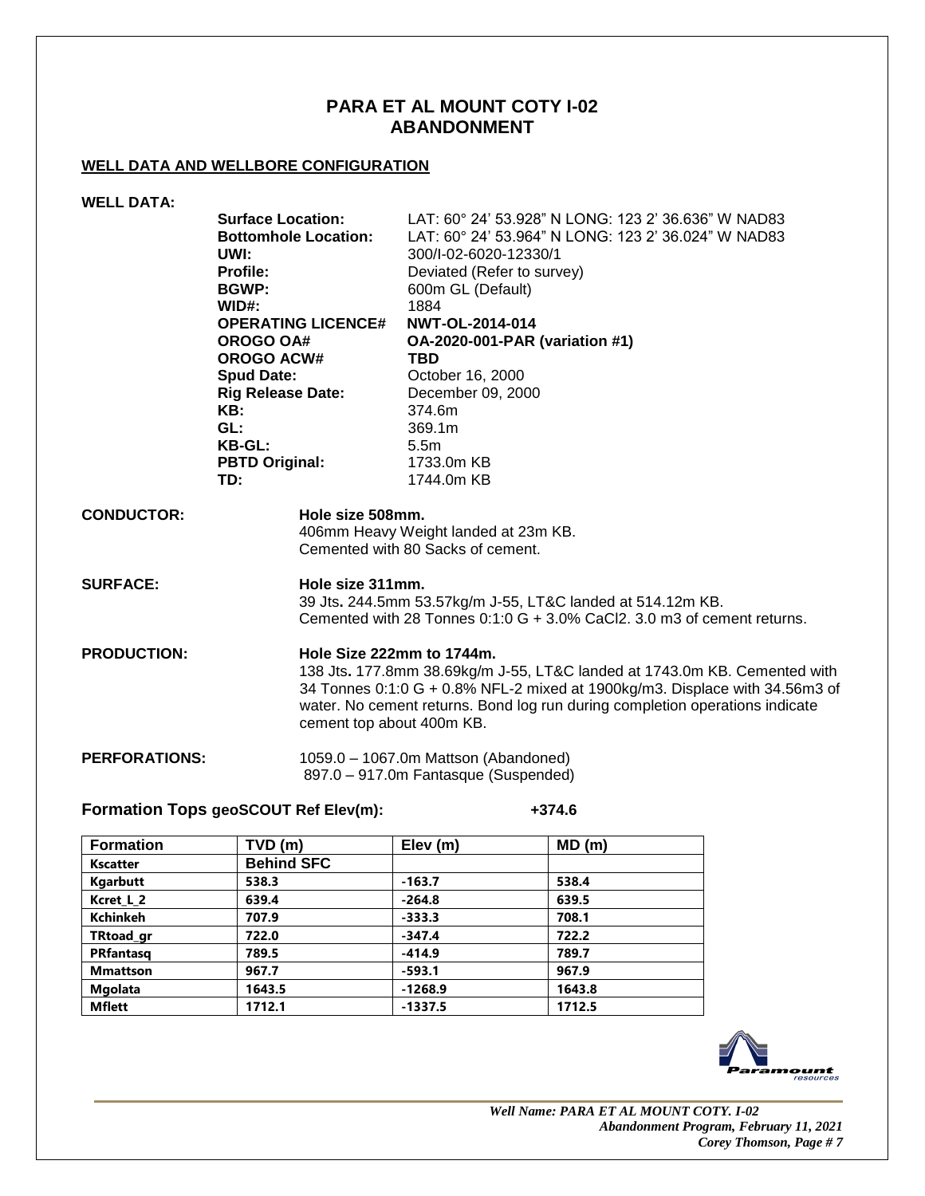# PARA ET AL MOUNT COTY I-02
# ABANDONMENT

## WELL DATA AND WELLBORE CONFIGURATION

**WELL DATA:**

| | |
|---|---|
| **Surface Location:** | LAT: 60° 24’ 53.928” N LONG: 123 2’ 36.636” W NAD83 |
| **Bottomhole Location:** | LAT: 60° 24’ 53.964” N LONG: 123 2’ 36.024” W NAD83 |
| **UWI:** | 300/I-02-6020-12330/1 |
| **Profile:** | Deviated (Refer to survey) |
| **BGWP:** | 600m GL (Default) |
| **WID#:** | 1884 |
| **OPERATING LICENCE#** | **NWT-OL-2014-014** |
| **OROGO OA#** | **OA-2020-001-PAR (variation #1)** |
| **OROGO ACW#** | **TBD** |
| **Spud Date:** | October 16, 2000 |
| **Rig Release Date:** | December 09, 2000 |
| **KB:** | 374.6m |
| **GL:** | 369.1m |
| **KB-GL:** | 5.5m |
| **PBTD Original:** | 1733.0m KB |
| **TD:** | 1744.0m KB |

**CONDUCTOR:**
**Hole size 508mm.**
406mm Heavy Weight landed at 23m KB.
Cemented with 80 Sacks of cement.

**SURFACE:**
**Hole size 311mm.**
39 Jts**.** 244.5mm 53.57kg/m J-55, LT&C landed at 514.12m KB.
Cemented with 28 Tonnes 0:1:0 G + 3.0% $CaCl_2$. 3.0 m3 of cement returns.

**PRODUCTION:**
**Hole Size 222mm to 1744m.**
138 Jts**.** 177.8mm 38.69kg/m J-55, LT&C landed at 1743.0m KB. Cemented with 34 Tonnes 0:1:0 G + 0.8% NFL-2 mixed at 1900kg/m3. Displace with 34.56m3 of water. No cement returns. Bond log run during completion operations indicate cement top about 400m KB.

**PERFORATIONS:**
1059.0 – 1067.0m Mattson (Abandoned)
897.0 – 917.0m Fantasque (Suspended)

**Formation Tops geoSCOUT Ref Elev(m): +374.6**

| Formation | TVD (m) | Elev (m) | MD (m) |
|---|---|---|---|
| Kscatter | Behind SFC | | |
| Kgarbutt | 538.3 | -163.7 | 538.4 |
| Kcret_L_2 | 639.4 | -264.8 | 639.5 |
| Kchinkeh | 707.9 | -333.3 | 708.1 |
| TRtoad_gr | 722.0 | -347.4 | 722.2 |
| PRfantasq | 789.5 | -414.9 | 789.7 |
| Mmattson | 967.7 | -593.1 | 967.9 |
| Mgolata | 1643.5 | -1268.9 | 1643.8 |
| Mflett | 1712.1 | -1337.5 | 1712.5 |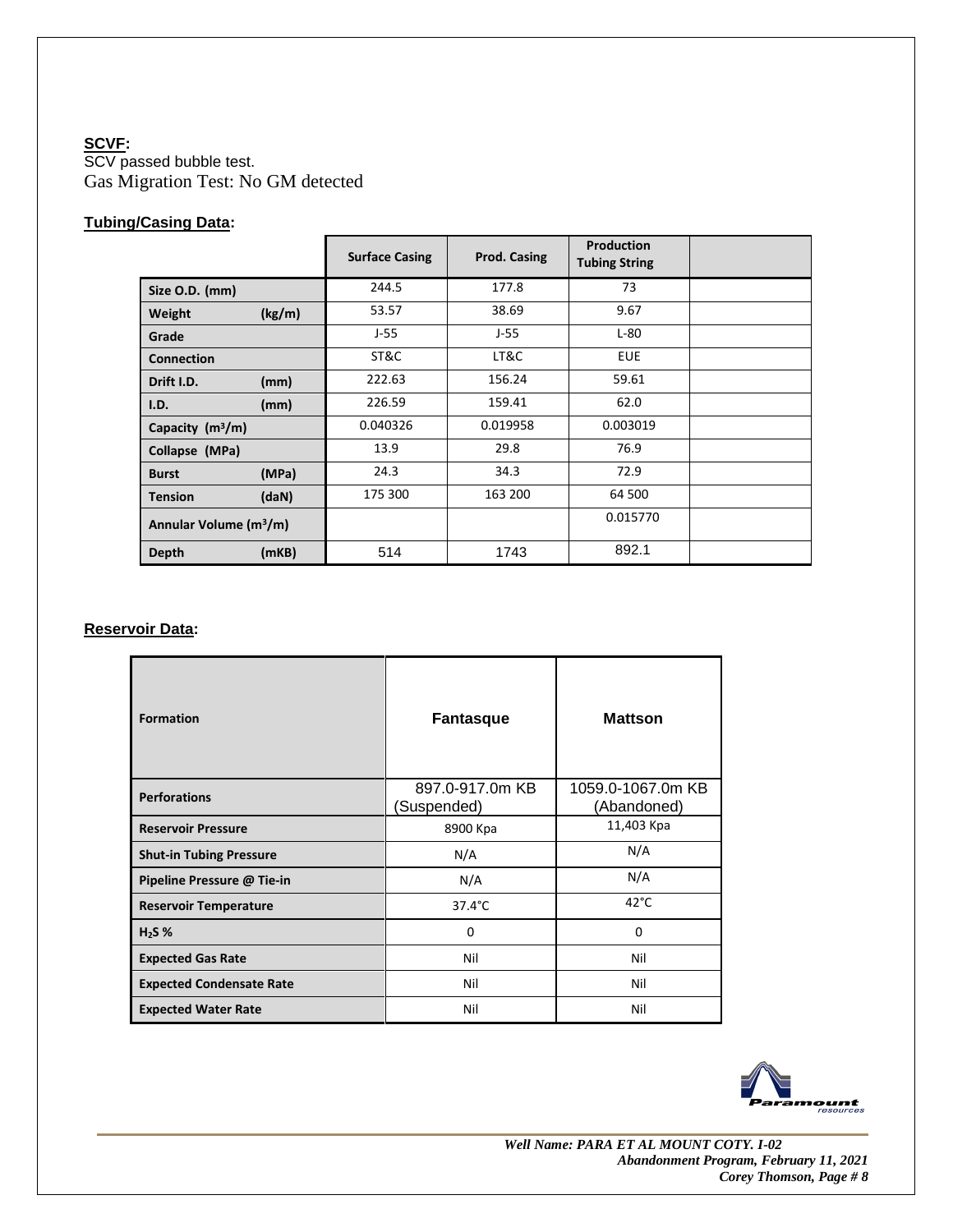**SCVF:**

SCV passed bubble test.

Gas Migration Test: No GM detected

**Tubing/Casing Data:**

| | Surface Casing | Prod. Casing | Production Tubing String | |
|---|---|---|---|---|
| Size O.D. (mm) | 244.5 | 177.8 | 73 | |
| Weight (kg/m) | 53.57 | 38.69 | 9.67 | |
| Grade | J-55 | J-55 | L-80 | |
| Connection | ST&C | LT&C | EUE | |
| Drift I.D. (mm) | 222.63 | 156.24 | 59.61 | |
| I.D. (mm) | 226.59 | 159.41 | 62.0 | |
| Capacity ($m^3/m$) | 0.040326 | 0.019958 | 0.003019 | |
| Collapse (MPa) | 13.9 | 29.8 | 76.9 | |
| Burst (MPa) | 24.3 | 34.3 | 72.9 | |
| Tension (daN) | 175 300 | 163 200 | 64 500 | |
| Annular Volume ($m^3/m$) | | | 0.015770 | |
| Depth (mKB) | 514 | 1743 | 892.1 | |

**Reservoir Data:**

| Formation | Fantasque | Mattson |
|---|---|---|
| Perforations | 897.0-917.0m KB (Suspended) | 1059.0-1067.0m KB (Abandoned) |
| Reservoir Pressure | 8900 Kpa | 11,403 Kpa |
| Shut-in Tubing Pressure | N/A | N/A |
| Pipeline Pressure @ Tie-in | N/A | N/A |
| Reservoir Temperature | 37.4°C | 42°C |
| $H_2S$ % | 0 | 0 |
| Expected Gas Rate | Nil | Nil |
| Expected Condensate Rate | Nil | Nil |
| Expected Water Rate | Nil | Nil |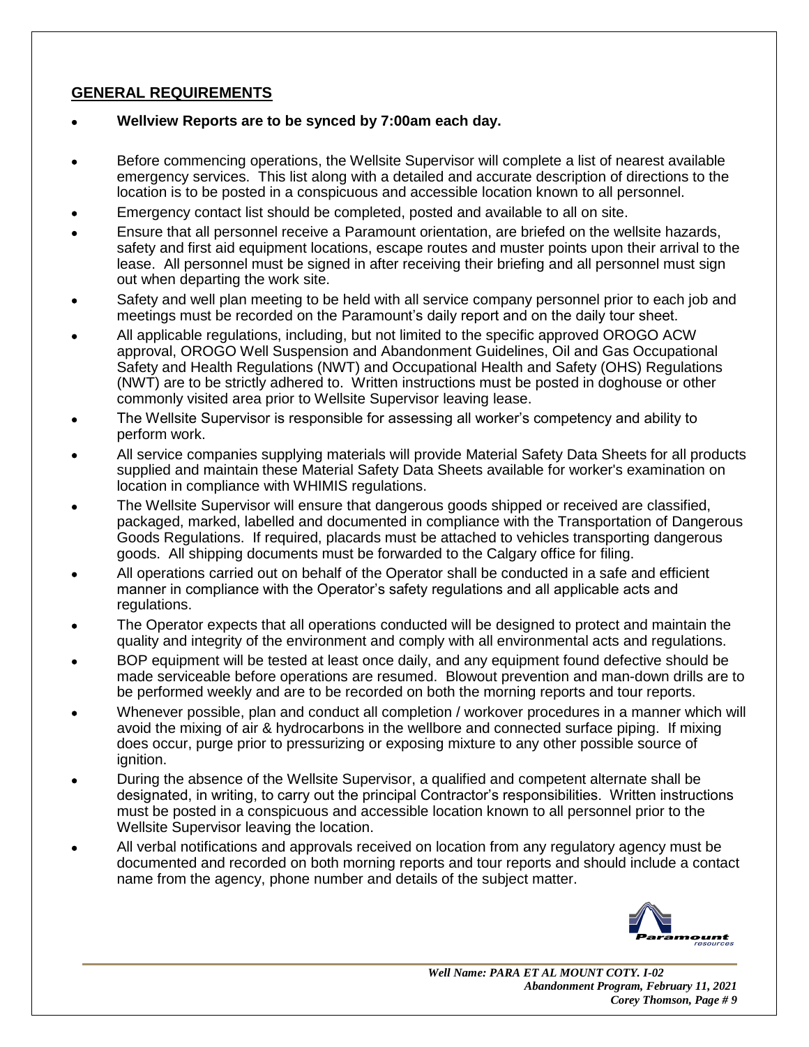## GENERAL REQUIREMENTS

- **Wellview Reports are to be synced by 7:00am each day.**
- Before commencing operations, the Wellsite Supervisor will complete a list of nearest available emergency services. This list along with a detailed and accurate description of directions to the location is to be posted in a conspicuous and accessible location known to all personnel.
- Emergency contact list should be completed, posted and available to all on site.
- Ensure that all personnel receive a Paramount orientation, are briefed on the wellsite hazards, safety and first aid equipment locations, escape routes and muster points upon their arrival to the lease. All personnel must be signed in after receiving their briefing and all personnel must sign out when departing the work site.
- Safety and well plan meeting to be held with all service company personnel prior to each job and meetings must be recorded on the Paramount's daily report and on the daily tour sheet.
- All applicable regulations, including, but not limited to the specific approved OROGO ACW approval, OROGO Well Suspension and Abandonment Guidelines, Oil and Gas Occupational Safety and Health Regulations (NWT) and Occupational Health and Safety (OHS) Regulations (NWT) are to be strictly adhered to. Written instructions must be posted in doghouse or other commonly visited area prior to Wellsite Supervisor leaving lease.
- The Wellsite Supervisor is responsible for assessing all worker's competency and ability to perform work.
- All service companies supplying materials will provide Material Safety Data Sheets for all products supplied and maintain these Material Safety Data Sheets available for worker's examination on location in compliance with WHIMIS regulations.
- The Wellsite Supervisor will ensure that dangerous goods shipped or received are classified, packaged, marked, labelled and documented in compliance with the Transportation of Dangerous Goods Regulations. If required, placards must be attached to vehicles transporting dangerous goods. All shipping documents must be forwarded to the Calgary office for filing.
- All operations carried out on behalf of the Operator shall be conducted in a safe and efficient manner in compliance with the Operator's safety regulations and all applicable acts and regulations.
- The Operator expects that all operations conducted will be designed to protect and maintain the quality and integrity of the environment and comply with all environmental acts and regulations.
- BOP equipment will be tested at least once daily, and any equipment found defective should be made serviceable before operations are resumed. Blowout prevention and man-down drills are to be performed weekly and are to be recorded on both the morning reports and tour reports.
- Whenever possible, plan and conduct all completion / workover procedures in a manner which will avoid the mixing of air & hydrocarbons in the wellbore and connected surface piping. If mixing does occur, purge prior to pressurizing or exposing mixture to any other possible source of ignition.
- During the absence of the Wellsite Supervisor, a qualified and competent alternate shall be designated, in writing, to carry out the principal Contractor's responsibilities. Written instructions must be posted in a conspicuous and accessible location known to all personnel prior to the Wellsite Supervisor leaving the location.
- All verbal notifications and approvals received on location from any regulatory agency must be documented and recorded on both morning reports and tour reports and should include a contact name from the agency, phone number and details of the subject matter.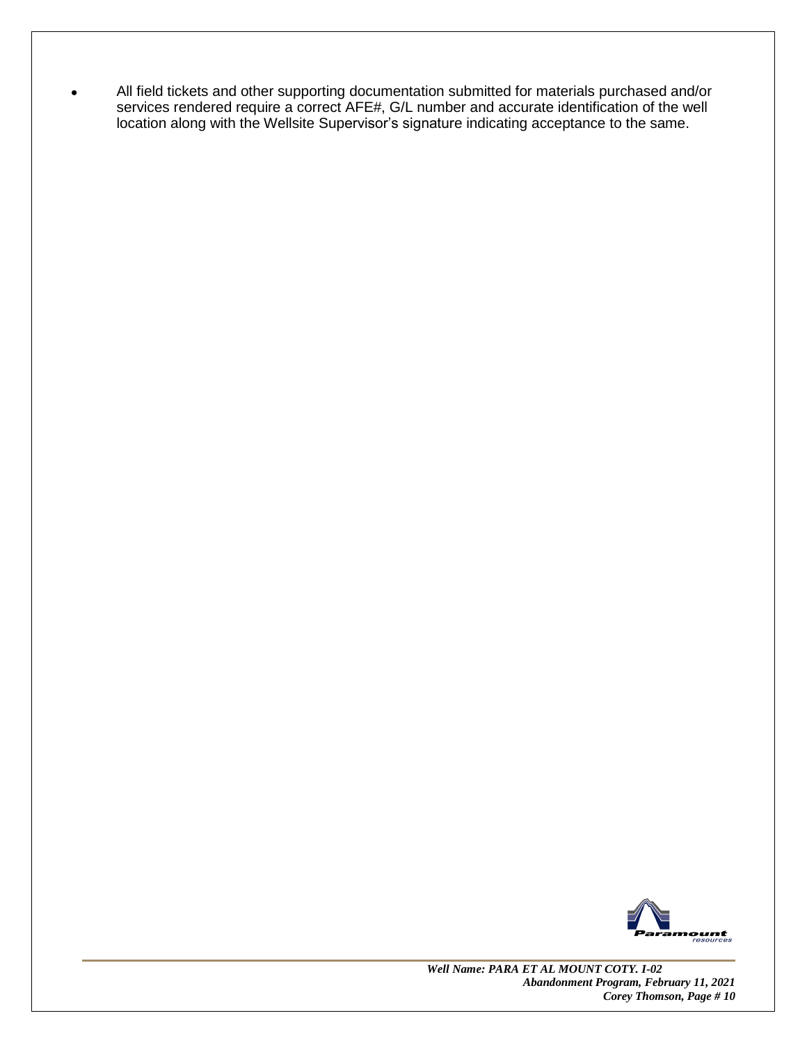- All field tickets and other supporting documentation submitted for materials purchased and/or services rendered require a correct AFE#, G/L number and accurate identification of the well location along with the Wellsite Supervisor's signature indicating acceptance to the same.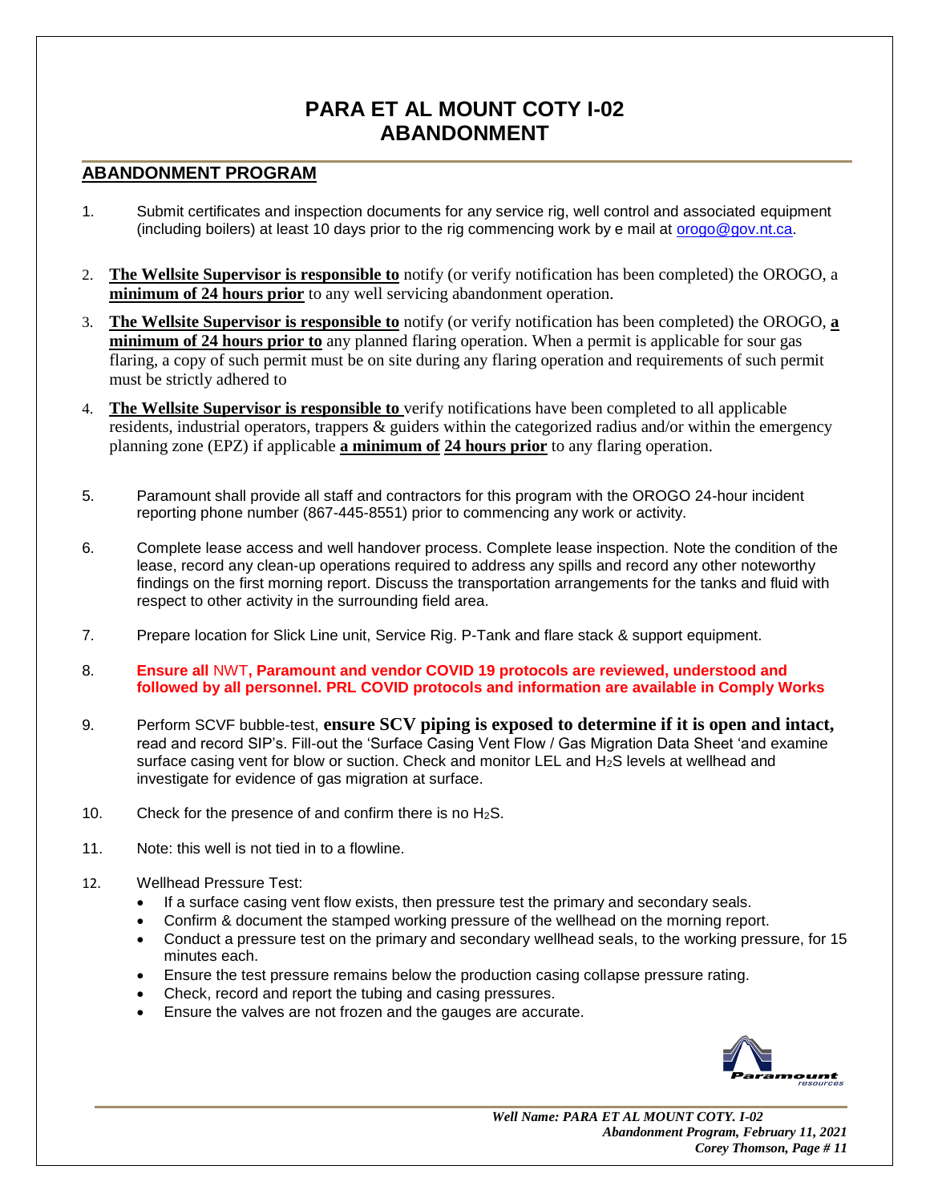# PARA ET AL MOUNT COTY I-02 ABANDONMENT

## ABANDONMENT PROGRAM

1. Submit certificates and inspection documents for any service rig, well control and associated equipment (including boilers) at least 10 days prior to the rig commencing work by e mail at orogo@gov.nt.ca.

2. **The Wellsite Supervisor is responsible to** notify (or verify notification has been completed) the OROGO, a **minimum of 24 hours prior** to any well servicing abandonment operation.

3. **The Wellsite Supervisor is responsible to** notify (or verify notification has been completed) the OROGO, **a minimum of 24 hours prior to** any planned flaring operation. When a permit is applicable for sour gas flaring, a copy of such permit must be on site during any flaring operation and requirements of such permit must be strictly adhered to

4. **The Wellsite Supervisor is responsible to** verify notifications have been completed to all applicable residents, industrial operators, trappers & guiders within the categorized radius and/or within the emergency planning zone (EPZ) if applicable **a minimum of 24 hours prior** to any flaring operation.

5. Paramount shall provide all staff and contractors for this program with the OROGO 24-hour incident reporting phone number (867-445-8551) prior to commencing any work or activity.

6. Complete lease access and well handover process. Complete lease inspection. Note the condition of the lease, record any clean-up operations required to address any spills and record any other noteworthy findings on the first morning report. Discuss the transportation arrangements for the tanks and fluid with respect to other activity in the surrounding field area.

7. Prepare location for Slick Line unit, Service Rig. P-Tank and flare stack & support equipment.

8. **Ensure all** NWT**, Paramount and vendor COVID 19 protocols are reviewed, understood and followed by all personnel. PRL COVID protocols and information are available in Comply Works**

9. Perform SCVF bubble-test, **ensure SCV piping is exposed to determine if it is open and intact,** read and record SIP's. Fill-out the 'Surface Casing Vent Flow / Gas Migration Data Sheet 'and examine surface casing vent for blow or suction. Check and monitor LEL and $H_2S$ levels at wellhead and investigate for evidence of gas migration at surface.

10. Check for the presence of and confirm there is no $H_2S$.

11. Note: this well is not tied in to a flowline.

12. Wellhead Pressure Test:
    - If a surface casing vent flow exists, then pressure test the primary and secondary seals.
    - Confirm & document the stamped working pressure of the wellhead on the morning report.
    - Conduct a pressure test on the primary and secondary wellhead seals, to the working pressure, for 15 minutes each.
    - Ensure the test pressure remains below the production casing collapse pressure rating.
    - Check, record and report the tubing and casing pressures.
    - Ensure the valves are not frozen and the gauges are accurate.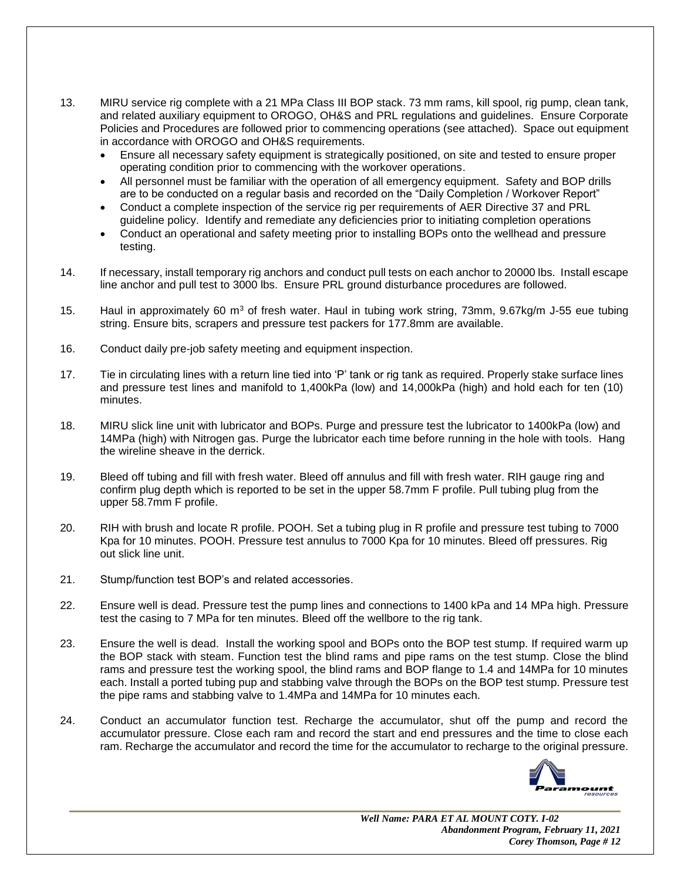13. MIRU service rig complete with a 21 MPa Class III BOP stack. 73 mm rams, kill spool, rig pump, clean tank, and related auxiliary equipment to OROGO, OH&S and PRL regulations and guidelines. Ensure Corporate Policies and Procedures are followed prior to commencing operations (see attached). Space out equipment in accordance with OROGO and OH&S requirements.
    - Ensure all necessary safety equipment is strategically positioned, on site and tested to ensure proper operating condition prior to commencing with the workover operations.
    - All personnel must be familiar with the operation of all emergency equipment. Safety and BOP drills are to be conducted on a regular basis and recorded on the "Daily Completion / Workover Report"
    - Conduct a complete inspection of the service rig per requirements of AER Directive 37 and PRL guideline policy. Identify and remediate any deficiencies prior to initiating completion operations
    - Conduct an operational and safety meeting prior to installing BOPs onto the wellhead and pressure testing.

14. If necessary, install temporary rig anchors and conduct pull tests on each anchor to 20000 lbs. Install escape line anchor and pull test to 3000 lbs. Ensure PRL ground disturbance procedures are followed.

15. Haul in approximately 60 m$^3$ of fresh water. Haul in tubing work string, 73mm, 9.67kg/m J-55 eue tubing string. Ensure bits, scrapers and pressure test packers for 177.8mm are available.

16. Conduct daily pre-job safety meeting and equipment inspection.

17. Tie in circulating lines with a return line tied into 'P' tank or rig tank as required. Properly stake surface lines and pressure test lines and manifold to 1,400kPa (low) and 14,000kPa (high) and hold each for ten (10) minutes.

18. MIRU slick line unit with lubricator and BOPs. Purge and pressure test the lubricator to 1400kPa (low) and 14MPa (high) with Nitrogen gas. Purge the lubricator each time before running in the hole with tools. Hang the wireline sheave in the derrick.

19. Bleed off tubing and fill with fresh water. Bleed off annulus and fill with fresh water. RIH gauge ring and confirm plug depth which is reported to be set in the upper 58.7mm F profile. Pull tubing plug from the upper 58.7mm F profile.

20. RIH with brush and locate R profile. POOH. Set a tubing plug in R profile and pressure test tubing to 7000 Kpa for 10 minutes. POOH. Pressure test annulus to 7000 Kpa for 10 minutes. Bleed off pressures. Rig out slick line unit.

21. Stump/function test BOP's and related accessories.

22. Ensure well is dead. Pressure test the pump lines and connections to 1400 kPa and 14 MPa high. Pressure test the casing to 7 MPa for ten minutes. Bleed off the wellbore to the rig tank.

23. Ensure the well is dead. Install the working spool and BOPs onto the BOP test stump. If required warm up the BOP stack with steam. Function test the blind rams and pipe rams on the test stump. Close the blind rams and pressure test the working spool, the blind rams and BOP flange to 1.4 and 14MPa for 10 minutes each. Install a ported tubing pup and stabbing valve through the BOPs on the BOP test stump. Pressure test the pipe rams and stabbing valve to 1.4MPa and 14MPa for 10 minutes each.

24. Conduct an accumulator function test. Recharge the accumulator, shut off the pump and record the accumulator pressure. Close each ram and record the start and end pressures and the time to close each ram. Recharge the accumulator and record the time for the accumulator to recharge to the original pressure.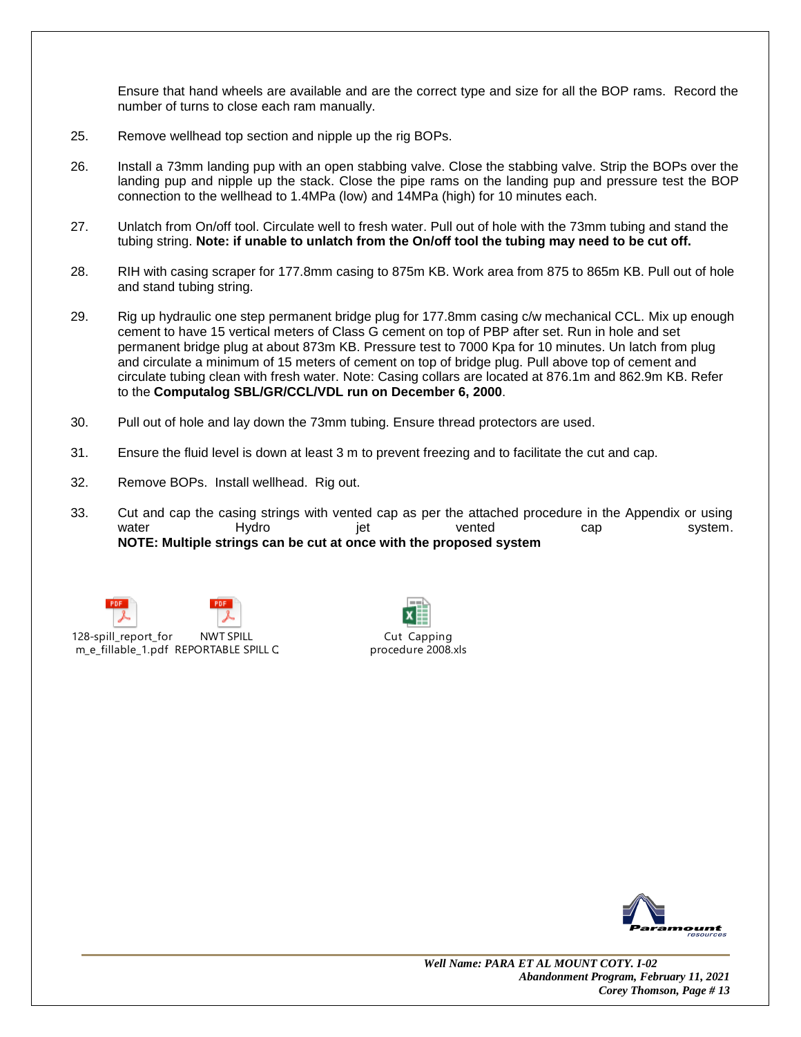Ensure that hand wheels are available and are the correct type and size for all the BOP rams. Record the number of turns to close each ram manually.

25. Remove wellhead top section and nipple up the rig BOPs.

26. Install a 73mm landing pup with an open stabbing valve. Close the stabbing valve. Strip the BOPs over the landing pup and nipple up the stack. Close the pipe rams on the landing pup and pressure test the BOP connection to the wellhead to 1.4MPa (low) and 14MPa (high) for 10 minutes each.

27. Unlatch from On/off tool. Circulate well to fresh water. Pull out of hole with the 73mm tubing and stand the tubing string. **Note: if unable to unlatch from the On/off tool the tubing may need to be cut off.**

28. RIH with casing scraper for 177.8mm casing to 875m KB. Work area from 875 to 865m KB. Pull out of hole and stand tubing string.

29. Rig up hydraulic one step permanent bridge plug for 177.8mm casing c/w mechanical CCL. Mix up enough cement to have 15 vertical meters of Class G cement on top of PBP after set. Run in hole and set permanent bridge plug at about 873m KB. Pressure test to 7000 Kpa for 10 minutes. Un latch from plug and circulate a minimum of 15 meters of cement on top of bridge plug. Pull above top of cement and circulate tubing clean with fresh water. Note: Casing collars are located at 876.1m and 862.9m KB. Refer to the **Computalog SBL/GR/CCL/VDL run on December 6, 2000**.

30. Pull out of hole and lay down the 73mm tubing. Ensure thread protectors are used.

31. Ensure the fluid level is down at least 3 m to prevent freezing and to facilitate the cut and cap.

32. Remove BOPs. Install wellhead. Rig out.

33. Cut and cap the casing strings with vented cap as per the attached procedure in the Appendix or using water Hydro jet vented cap system.
**NOTE: Multiple strings can be cut at once with the proposed system**

128-spill_report_form_e_fillable_1.pdf NWT SPILL REPORTABLE SPILL C Cut Capping procedure 2008.xls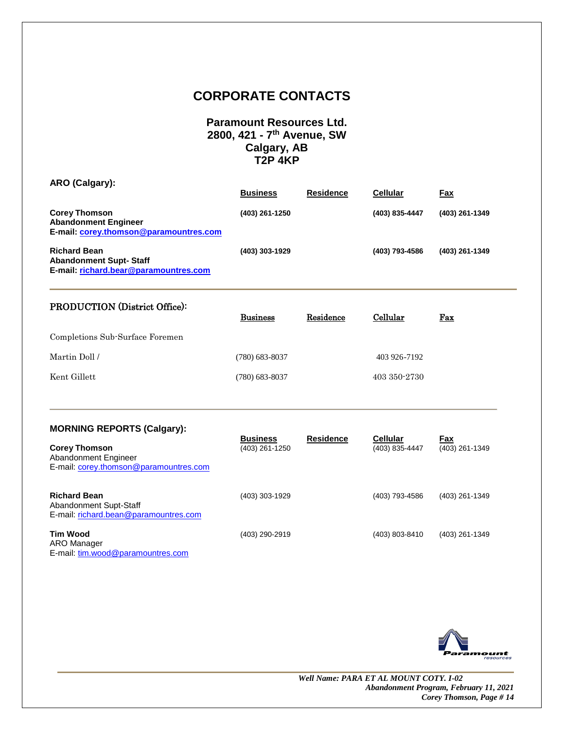# CORPORATE CONTACTS

## Paramount Resources Ltd.
## 2800, 421 - 7th Avenue, SW
## Calgary, AB
## T2P 4KP

### ARO (Calgary):

| | Business | Residence | Cellular | Fax |
|---|---|---|---|---|
| **Corey Thomson**<br>**Abandonment Engineer**<br>**E-mail: corey.thomson@paramountres.com** | (403) 261-1250 | | (403) 835-4447 | (403) 261-1349 |
| **Richard Bean**<br>**Abandonment Supt- Staff**<br>**E-mail: richard.bear@paramountres.com** | (403) 303-1929 | | (403) 793-4586 | (403) 261-1349 |

### PRODUCTION (District Office):

| | Business | Residence | Cellular | Fax |
|---|---|---|---|---|
| Completions Sub-Surface Foremen | | | | |
| Martin Doll / | (780) 683-8037 | | 403 926-7192 | |
| Kent Gillett | (780) 683-8037 | | 403 350-2730 | |

### MORNING REPORTS (Calgary):

| | Business | Residence | Cellular | Fax |
|---|---|---|---|---|
| **Corey Thomson**<br>Abandonment Engineer<br>E-mail: corey.thomson@paramountres.com | (403) 261-1250 | | (403) 835-4447 | (403) 261-1349 |
| **Richard Bean**<br>Abandonment Supt-Staff<br>E-mail: richard.bean@paramountres.com | (403) 303-1929 | | (403) 793-4586 | (403) 261-1349 |
| **Tim Wood**<br>ARO Manager<br>E-mail: tim.wood@paramountres.com | (403) 290-2919 | | (403) 803-8410 | (403) 261-1349 |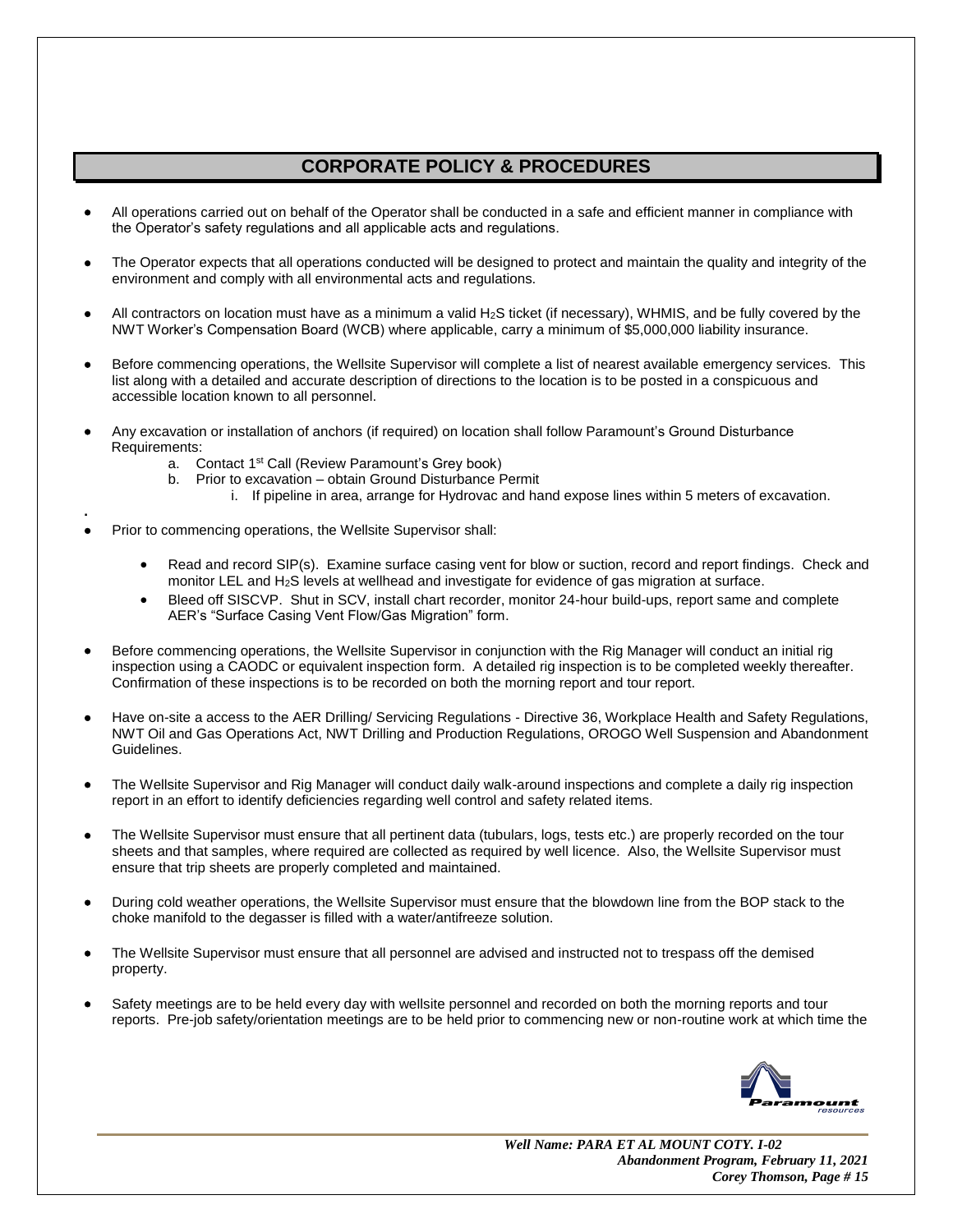## CORPORATE POLICY & PROCEDURES

- All operations carried out on behalf of the Operator shall be conducted in a safe and efficient manner in compliance with the Operator's safety regulations and all applicable acts and regulations.

- The Operator expects that all operations conducted will be designed to protect and maintain the quality and integrity of the environment and comply with all environmental acts and regulations.

- All contractors on location must have as a minimum a valid $H_2S$ ticket (if necessary), WHMIS, and be fully covered by the NWT Worker's Compensation Board (WCB) where applicable, carry a minimum of $5,000,000 liability insurance.

- Before commencing operations, the Wellsite Supervisor will complete a list of nearest available emergency services. This list along with a detailed and accurate description of directions to the location is to be posted in a conspicuous and accessible location known to all personnel.

- Any excavation or installation of anchors (if required) on location shall follow Paramount's Ground Disturbance Requirements:
  a. Contact 1st Call (Review Paramount's Grey book)
  b. Prior to excavation – obtain Ground Disturbance Permit
     i. If pipeline in area, arrange for Hydrovac and hand expose lines within 5 meters of excavation.

- Prior to commencing operations, the Wellsite Supervisor shall:
  - Read and record SIP(s). Examine surface casing vent for blow or suction, record and report findings. Check and monitor LEL and $H_2S$ levels at wellhead and investigate for evidence of gas migration at surface.
  - Bleed off SISCVP. Shut in SCV, install chart recorder, monitor 24-hour build-ups, report same and complete AER's "Surface Casing Vent Flow/Gas Migration" form.

- Before commencing operations, the Wellsite Supervisor in conjunction with the Rig Manager will conduct an initial rig inspection using a CAODC or equivalent inspection form. A detailed rig inspection is to be completed weekly thereafter. Confirmation of these inspections is to be recorded on both the morning report and tour report.

- Have on-site a access to the AER Drilling/ Servicing Regulations - Directive 36, Workplace Health and Safety Regulations, NWT Oil and Gas Operations Act, NWT Drilling and Production Regulations, OROGO Well Suspension and Abandonment Guidelines.

- The Wellsite Supervisor and Rig Manager will conduct daily walk-around inspections and complete a daily rig inspection report in an effort to identify deficiencies regarding well control and safety related items.

- The Wellsite Supervisor must ensure that all pertinent data (tubulars, logs, tests etc.) are properly recorded on the tour sheets and that samples, where required are collected as required by well licence. Also, the Wellsite Supervisor must ensure that trip sheets are properly completed and maintained.

- During cold weather operations, the Wellsite Supervisor must ensure that the blowdown line from the BOP stack to the choke manifold to the degasser is filled with a water/antifreeze solution.

- The Wellsite Supervisor must ensure that all personnel are advised and instructed not to trespass off the demised property.

- Safety meetings are to be held every day with wellsite personnel and recorded on both the morning reports and tour reports. Pre-job safety/orientation meetings are to be held prior to commencing new or non-routine work at which time the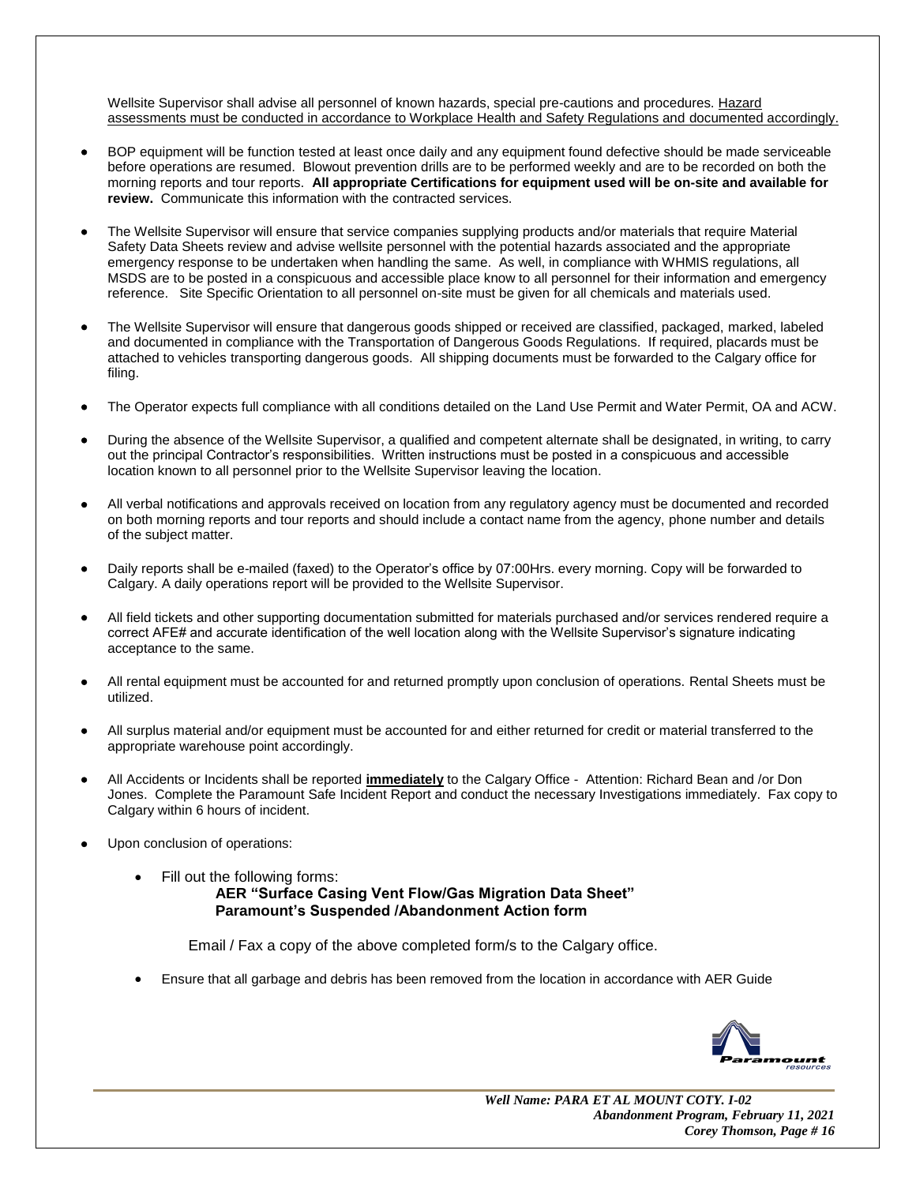Wellsite Supervisor shall advise all personnel of known hazards, special pre-cautions and procedures. Hazard assessments must be conducted in accordance to Workplace Health and Safety Regulations and documented accordingly.

- BOP equipment will be function tested at least once daily and any equipment found defective should be made serviceable before operations are resumed. Blowout prevention drills are to be performed weekly and are to be recorded on both the morning reports and tour reports. **All appropriate Certifications for equipment used will be on-site and available for review.** Communicate this information with the contracted services.
- The Wellsite Supervisor will ensure that service companies supplying products and/or materials that require Material Safety Data Sheets review and advise wellsite personnel with the potential hazards associated and the appropriate emergency response to be undertaken when handling the same. As well, in compliance with WHMIS regulations, all MSDS are to be posted in a conspicuous and accessible place know to all personnel for their information and emergency reference. Site Specific Orientation to all personnel on-site must be given for all chemicals and materials used.
- The Wellsite Supervisor will ensure that dangerous goods shipped or received are classified, packaged, marked, labeled and documented in compliance with the Transportation of Dangerous Goods Regulations. If required, placards must be attached to vehicles transporting dangerous goods. All shipping documents must be forwarded to the Calgary office for filing.
- The Operator expects full compliance with all conditions detailed on the Land Use Permit and Water Permit, OA and ACW.
- During the absence of the Wellsite Supervisor, a qualified and competent alternate shall be designated, in writing, to carry out the principal Contractor's responsibilities. Written instructions must be posted in a conspicuous and accessible location known to all personnel prior to the Wellsite Supervisor leaving the location.
- All verbal notifications and approvals received on location from any regulatory agency must be documented and recorded on both morning reports and tour reports and should include a contact name from the agency, phone number and details of the subject matter.
- Daily reports shall be e-mailed (faxed) to the Operator's office by 07:00Hrs. every morning. Copy will be forwarded to Calgary. A daily operations report will be provided to the Wellsite Supervisor.
- All field tickets and other supporting documentation submitted for materials purchased and/or services rendered require a correct AFE# and accurate identification of the well location along with the Wellsite Supervisor's signature indicating acceptance to the same.
- All rental equipment must be accounted for and returned promptly upon conclusion of operations. Rental Sheets must be utilized.
- All surplus material and/or equipment must be accounted for and either returned for credit or material transferred to the appropriate warehouse point accordingly.
- All Accidents or Incidents shall be reported **immediately** to the Calgary Office - Attention: Richard Bean and /or Don Jones. Complete the Paramount Safe Incident Report and conduct the necessary Investigations immediately. Fax copy to Calgary within 6 hours of incident.
- Upon conclusion of operations:
  - Fill out the following forms:
    **AER "Surface Casing Vent Flow/Gas Migration Data Sheet"**
    **Paramount's Suspended /Abandonment Action form**

    Email / Fax a copy of the above completed form/s to the Calgary office.
  - Ensure that all garbage and debris has been removed from the location in accordance with AER Guide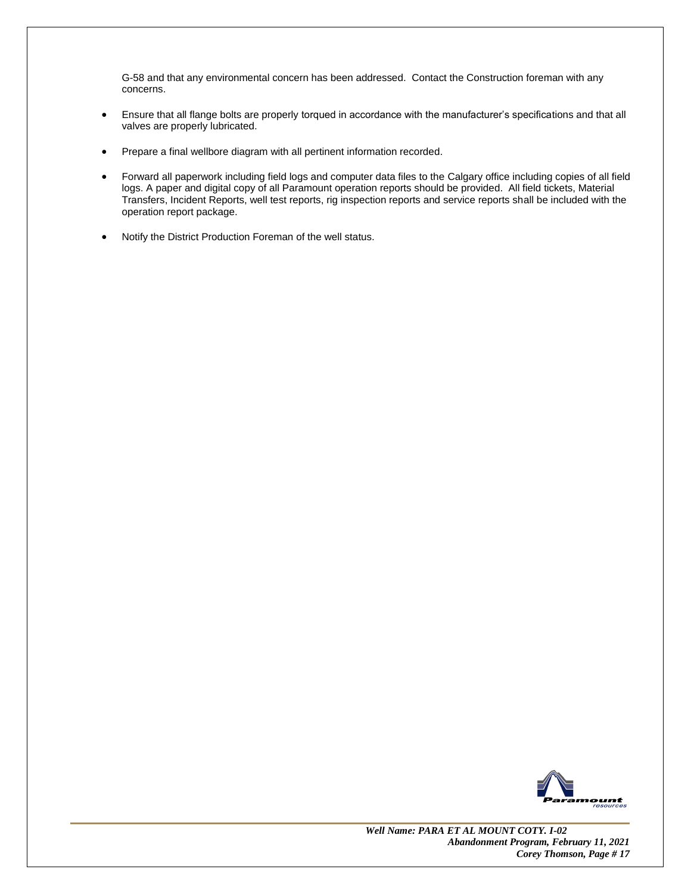G-58 and that any environmental concern has been addressed. Contact the Construction foreman with any concerns.

- Ensure that all flange bolts are properly torqued in accordance with the manufacturer's specifications and that all valves are properly lubricated.
- Prepare a final wellbore diagram with all pertinent information recorded.
- Forward all paperwork including field logs and computer data files to the Calgary office including copies of all field logs. A paper and digital copy of all Paramount operation reports should be provided. All field tickets, Material Transfers, Incident Reports, well test reports, rig inspection reports and service reports shall be included with the operation report package.
- Notify the District Production Foreman of the well status.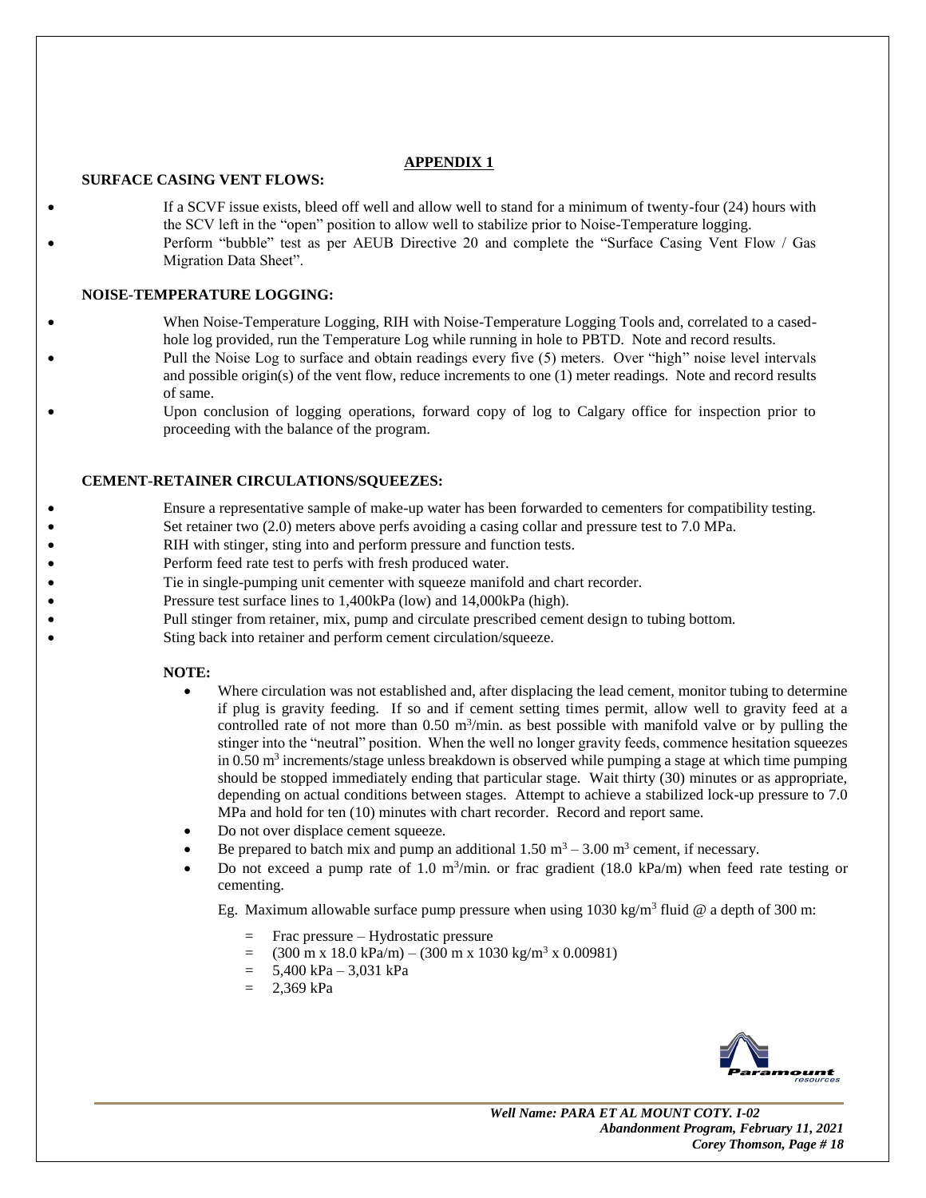# APPENDIX 1

## SURFACE CASING VENT FLOWS:

- If a SCVF issue exists, bleed off well and allow well to stand for a minimum of twenty-four (24) hours with the SCV left in the "open" position to allow well to stabilize prior to Noise-Temperature logging.
- Perform "bubble" test as per AEUB Directive 20 and complete the "Surface Casing Vent Flow / Gas Migration Data Sheet".

## NOISE-TEMPERATURE LOGGING:

- When Noise-Temperature Logging, RIH with Noise-Temperature Logging Tools and, correlated to a cased-hole log provided, run the Temperature Log while running in hole to PBTD. Note and record results.
- Pull the Noise Log to surface and obtain readings every five (5) meters. Over "high" noise level intervals and possible origin(s) of the vent flow, reduce increments to one (1) meter readings. Note and record results of same.
- Upon conclusion of logging operations, forward copy of log to Calgary office for inspection prior to proceeding with the balance of the program.

## CEMENT-RETAINER CIRCULATIONS/SQUEEZES:

- Ensure a representative sample of make-up water has been forwarded to cementers for compatibility testing.
- Set retainer two (2.0) meters above perfs avoiding a casing collar and pressure test to 7.0 MPa.
- RIH with stinger, sting into and perform pressure and function tests.
- Perform feed rate test to perfs with fresh produced water.
- Tie in single-pumping unit cementer with squeeze manifold and chart recorder.
- Pressure test surface lines to 1,400kPa (low) and 14,000kPa (high).
- Pull stinger from retainer, mix, pump and circulate prescribed cement design to tubing bottom.
- Sting back into retainer and perform cement circulation/squeeze.

**NOTE:**

- Where circulation was not established and, after displacing the lead cement, monitor tubing to determine if plug is gravity feeding. If so and if cement setting times permit, allow well to gravity feed at a controlled rate of not more than 0.50 $m^3$/min. as best possible with manifold valve or by pulling the stinger into the "neutral" position. When the well no longer gravity feeds, commence hesitation squeezes in 0.50 $m^3$ increments/stage unless breakdown is observed while pumping a stage at which time pumping should be stopped immediately ending that particular stage. Wait thirty (30) minutes or as appropriate, depending on actual conditions between stages. Attempt to achieve a stabilized lock-up pressure to 7.0 MPa and hold for ten (10) minutes with chart recorder. Record and report same.
- Do not over displace cement squeeze.
- Be prepared to batch mix and pump an additional 1.50 $m^3$ – 3.00 $m^3$ cement, if necessary.
- Do not exceed a pump rate of 1.0 $m^3$/min. or frac gradient (18.0 kPa/m) when feed rate testing or cementing.

  Eg. Maximum allowable surface pump pressure when using 1030 kg/$m^3$ fluid @ a depth of 300 m:

  = Frac pressure – Hydrostatic pressure
  = (300 m x 18.0 kPa/m) – (300 m x 1030 kg/$m^3$ x 0.00981)
  = 5,400 kPa – 3,031 kPa
  = 2,369 kPa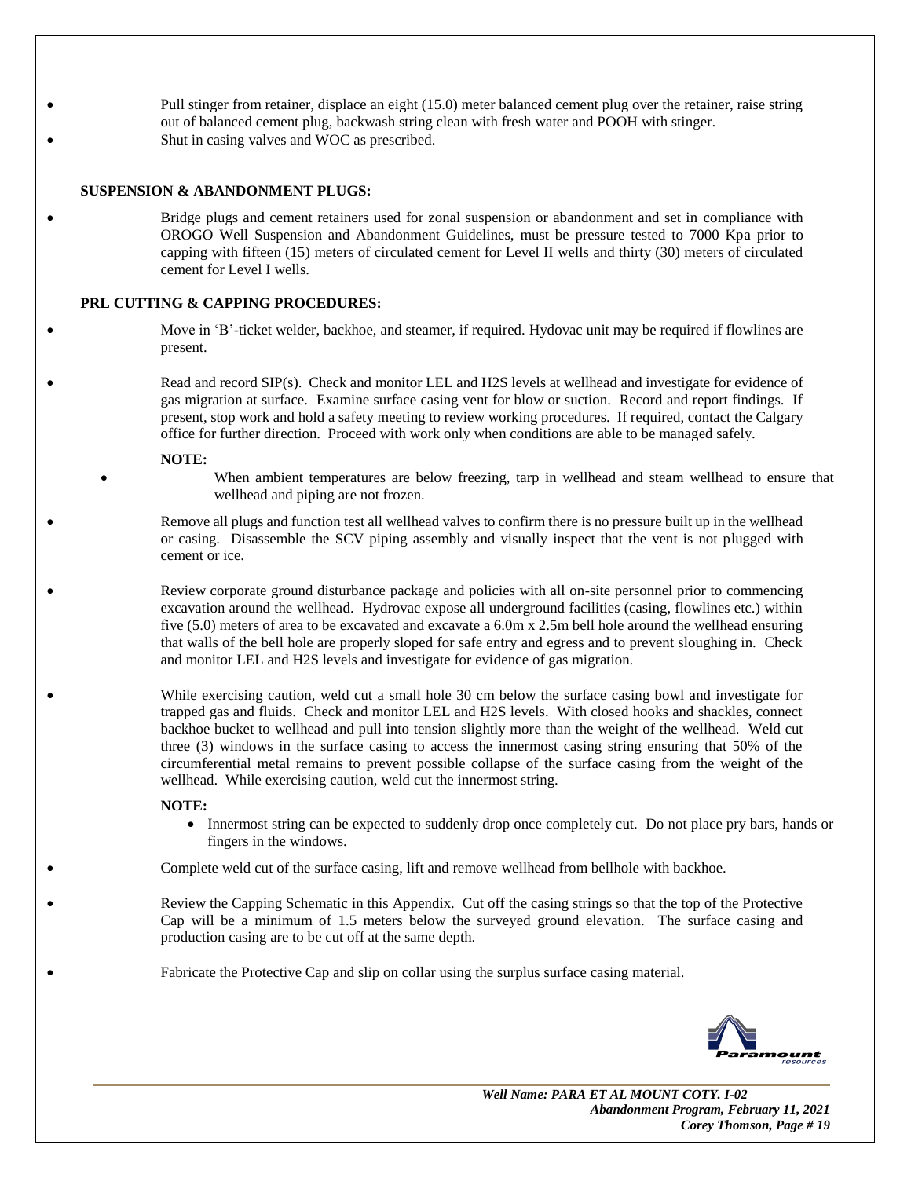- Pull stinger from retainer, displace an eight (15.0) meter balanced cement plug over the retainer, raise string out of balanced cement plug, backwash string clean with fresh water and POOH with stinger.
- Shut in casing valves and WOC as prescribed.

**SUSPENSION & ABANDONMENT PLUGS:**

- Bridge plugs and cement retainers used for zonal suspension or abandonment and set in compliance with OROGO Well Suspension and Abandonment Guidelines, must be pressure tested to 7000 Kpa prior to capping with fifteen (15) meters of circulated cement for Level II wells and thirty (30) meters of circulated cement for Level I wells.

**PRL CUTTING & CAPPING PROCEDURES:**

- Move in 'B'-ticket welder, backhoe, and steamer, if required. Hydovac unit may be required if flowlines are present.

- Read and record SIP(s). Check and monitor LEL and H2S levels at wellhead and investigate for evidence of gas migration at surface. Examine surface casing vent for blow or suction. Record and report findings. If present, stop work and hold a safety meeting to review working procedures. If required, contact the Calgary office for further direction. Proceed with work only when conditions are able to be managed safely.

  **NOTE:**
  - When ambient temperatures are below freezing, tarp in wellhead and steam wellhead to ensure that wellhead and piping are not frozen.

- Remove all plugs and function test all wellhead valves to confirm there is no pressure built up in the wellhead or casing. Disassemble the SCV piping assembly and visually inspect that the vent is not plugged with cement or ice.

- Review corporate ground disturbance package and policies with all on-site personnel prior to commencing excavation around the wellhead. Hydrovac expose all underground facilities (casing, flowlines etc.) within five (5.0) meters of area to be excavated and excavate a 6.0m x 2.5m bell hole around the wellhead ensuring that walls of the bell hole are properly sloped for safe entry and egress and to prevent sloughing in. Check and monitor LEL and H2S levels and investigate for evidence of gas migration.

- While exercising caution, weld cut a small hole 30 cm below the surface casing bowl and investigate for trapped gas and fluids. Check and monitor LEL and H2S levels. With closed hooks and shackles, connect backhoe bucket to wellhead and pull into tension slightly more than the weight of the wellhead. Weld cut three (3) windows in the surface casing to access the innermost casing string ensuring that 50% of the circumferential metal remains to prevent possible collapse of the surface casing from the weight of the wellhead. While exercising caution, weld cut the innermost string.

  **NOTE:**
  - Innermost string can be expected to suddenly drop once completely cut. Do not place pry bars, hands or fingers in the windows.

- Complete weld cut of the surface casing, lift and remove wellhead from bellhole with backhoe.

- Review the Capping Schematic in this Appendix. Cut off the casing strings so that the top of the Protective Cap will be a minimum of 1.5 meters below the surveyed ground elevation. The surface casing and production casing are to be cut off at the same depth.

- Fabricate the Protective Cap and slip on collar using the surplus surface casing material.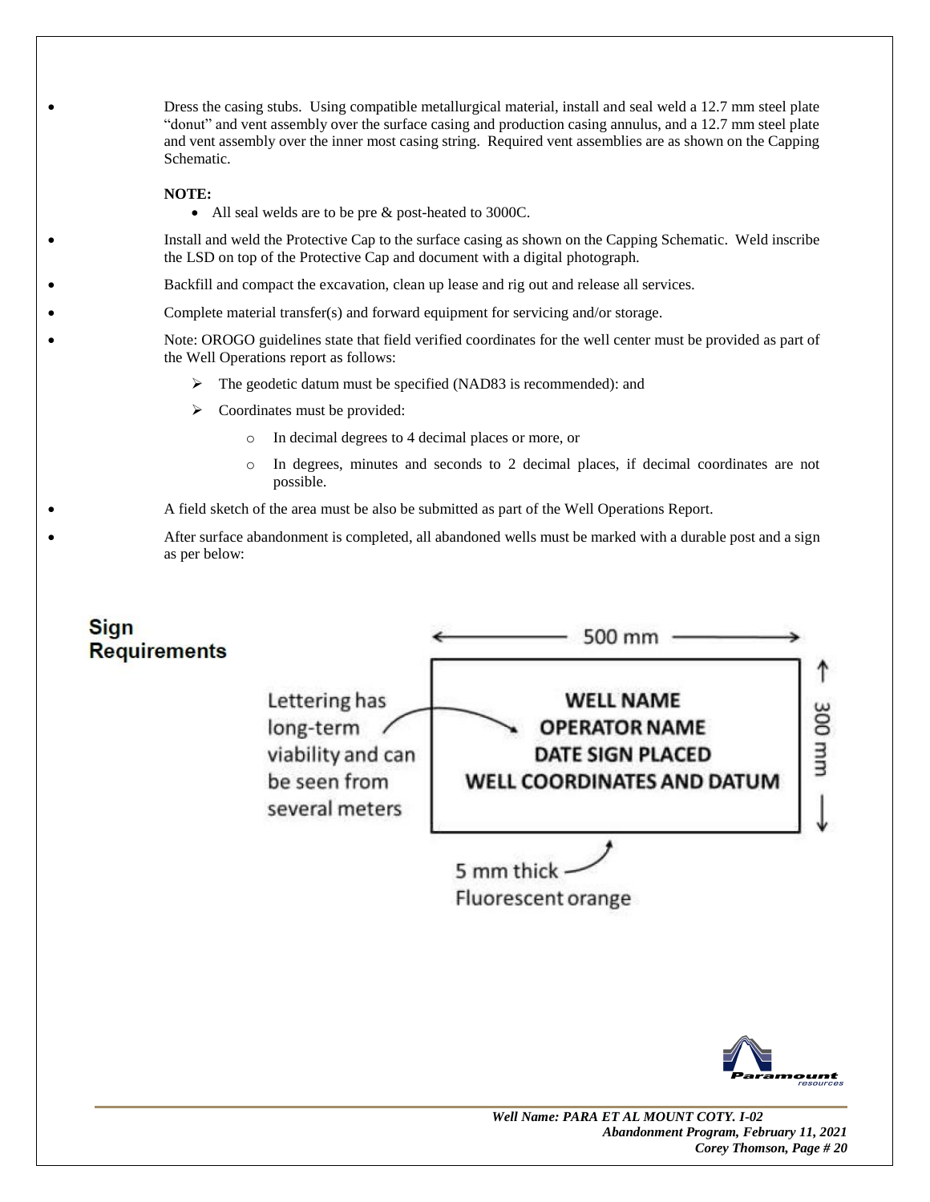- Dress the casing stubs. Using compatible metallurgical material, install and seal weld a 12.7 mm steel plate "donut" and vent assembly over the surface casing and production casing annulus, and a 12.7 mm steel plate and vent assembly over the inner most casing string. Required vent assemblies are as shown on the Capping Schematic.

  **NOTE:**
  - All seal welds are to be pre & post-heated to 3000C.

- Install and weld the Protective Cap to the surface casing as shown on the Capping Schematic. Weld inscribe the LSD on top of the Protective Cap and document with a digital photograph.
- Backfill and compact the excavation, clean up lease and rig out and release all services.
- Complete material transfer(s) and forward equipment for servicing and/or storage.
- Note: OROGO guidelines state that field verified coordinates for the well center must be provided as part of the Well Operations report as follows:
  - The geodetic datum must be specified (NAD83 is recommended): and
  - Coordinates must be provided:
    - In decimal degrees to 4 decimal places or more, or
    - In degrees, minutes and seconds to 2 decimal places, if decimal coordinates are not possible.
- A field sketch of the area must be also be submitted as part of the Well Operations Report.
- After surface abandonment is completed, all abandoned wells must be marked with a durable post and a sign as per below:

**Sign Requirements**

500 mm × 300 mm

**WELL NAME**
**OPERATOR NAME**
**DATE SIGN PLACED**
**WELL COORDINATES AND DATUM**

Lettering has long-term viability and can be seen from several meters

5 mm thick
Fluorescent orange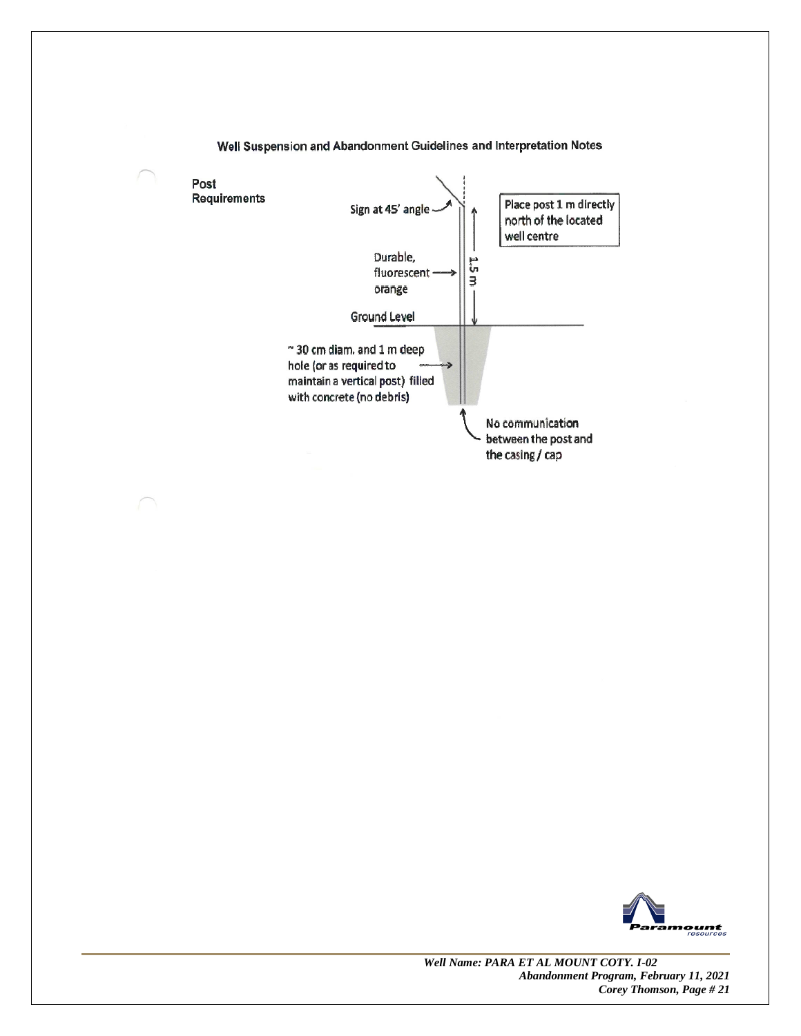Well Suspension and Abandonment Guidelines and Interpretation Notes

**Post Requirements**

Sign at 45' angle

Place post 1 m directly north of the located well centre

Durable, fluorescent orange

1.5 m

Ground Level

~ 30 cm diam. and 1 m deep hole (or as required to maintain a vertical post) filled with concrete (no debris)

No communication between the post and the casing / cap